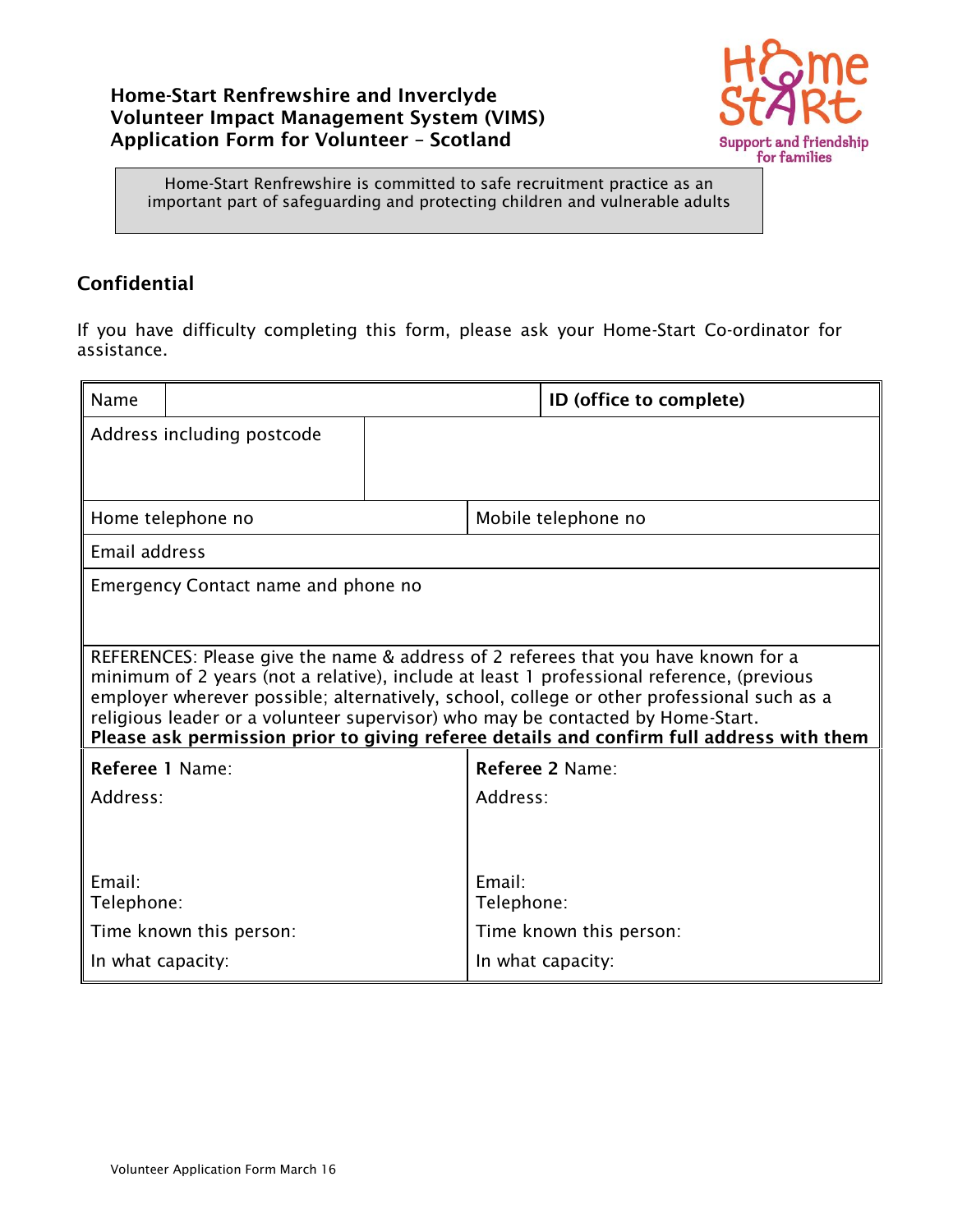# Home-Start Renfrewshire and Inverclyde
# Volunteer Impact Management System (VIMS)
# Application Form for Volunteer – Scotland

Home-Start Renfrewshire is committed to safe recruitment practice as an important part of safeguarding and protecting children and vulnerable adults

## Confidential

If you have difficulty completing this form, please ask your Home-Start Co-ordinator for assistance.

| Name | | **ID (office to complete)** |
|---|---|---|
| Address including postcode | | |
| Home telephone no | | Mobile telephone no |
| Email address | | |
| Emergency Contact name and phone no | | |

REFERENCES: Please give the name & address of 2 referees that you have known for a minimum of 2 years (not a relative), include at least 1 professional reference, (previous employer wherever possible; alternatively, school, college or other professional such as a religious leader or a volunteer supervisor) who may be contacted by Home-Start.
**Please ask permission prior to giving referee details and confirm full address with them**

| **Referee 1** Name: | **Referee 2** Name: |
|---|---|
| Address: | Address: |
| Email: | Email: |
| Telephone: | Telephone: |
| Time known this person: | Time known this person: |
| In what capacity: | In what capacity: |

Volunteer Application Form March 16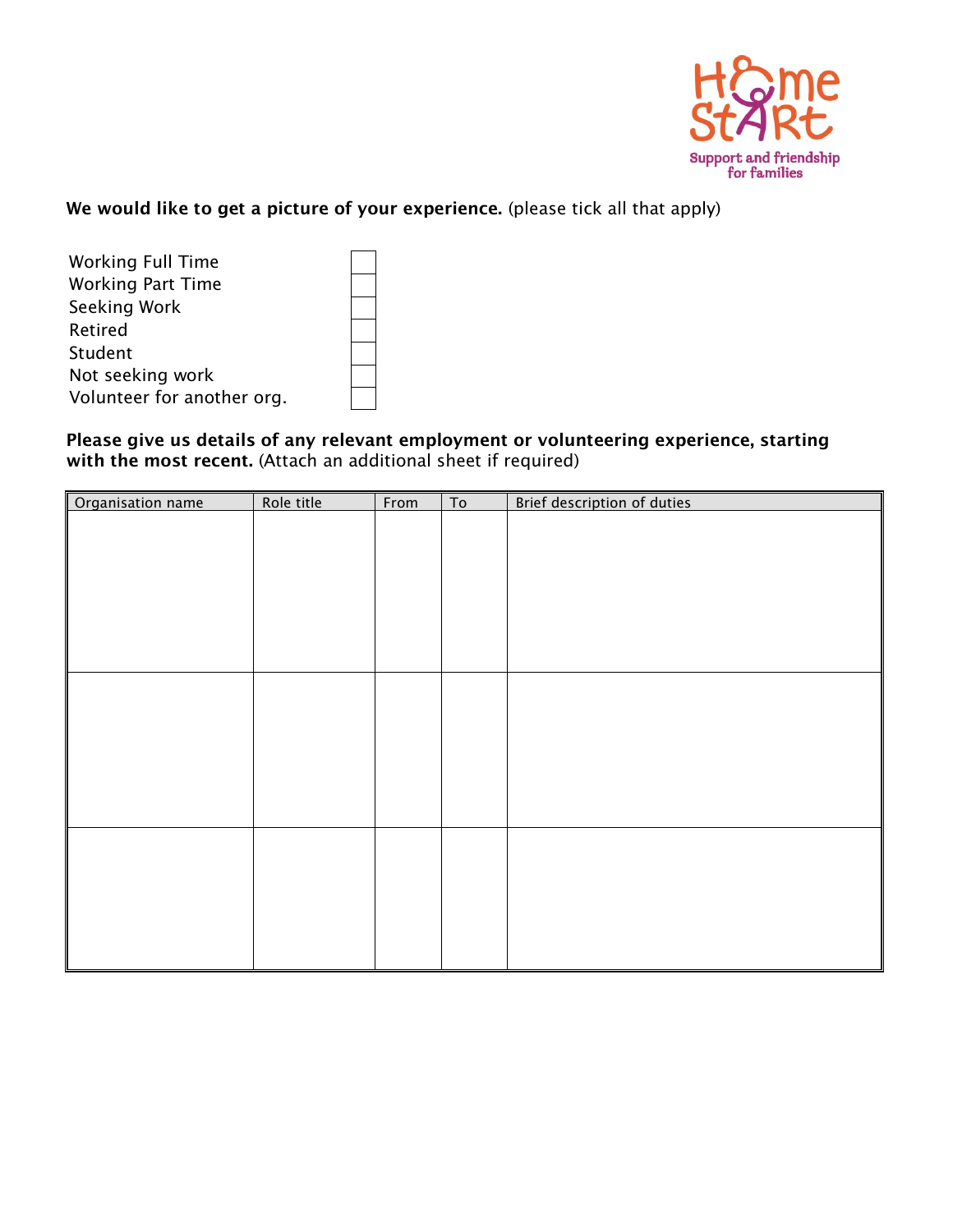Home Start
Support and friendship for families

**We would like to get a picture of your experience.** (please tick all that apply)

| | |
|---|---|
| Working Full Time | |
| Working Part Time | |
| Seeking Work | |
| Retired | |
| Student | |
| Not seeking work | |
| Volunteer for another org. | |

**Please give us details of any relevant employment or volunteering experience, starting with the most recent.** (Attach an additional sheet if required)

| Organisation name | Role title | From | To | Brief description of duties |
|---|---|---|---|---|
| | | | | |
| | | | | |
| | | | | |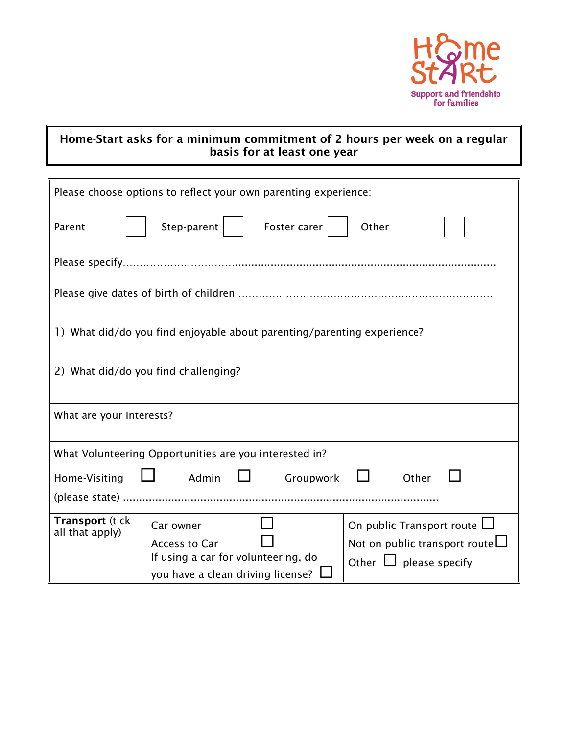**Home-Start asks for a minimum commitment of 2 hours per week on a regular basis for at least one year**

Please choose options to reflect your own parenting experience:

Parent ☐ Step-parent ☐ Foster carer ☐ Other ☐

Please specify.......................................................................................................................

Please give dates of birth of children .........................................................................

1) What did/do you find enjoyable about parenting/parenting experience?

2) What did/do you find challenging?

What are your interests?

What Volunteering Opportunities are you interested in?

Home-Visiting ☐ Admin ☐ Groupwork ☐ Other ☐

(please state) ..................................................................................................

| **Transport** (tick all that apply) | Car owner ☐<br>Access to Car ☐<br>If using a car for volunteering, do you have a clean driving license? ☐ | On public Transport route ☐<br>Not on public transport route ☐<br>Other ☐ please specify |
|---|---|---|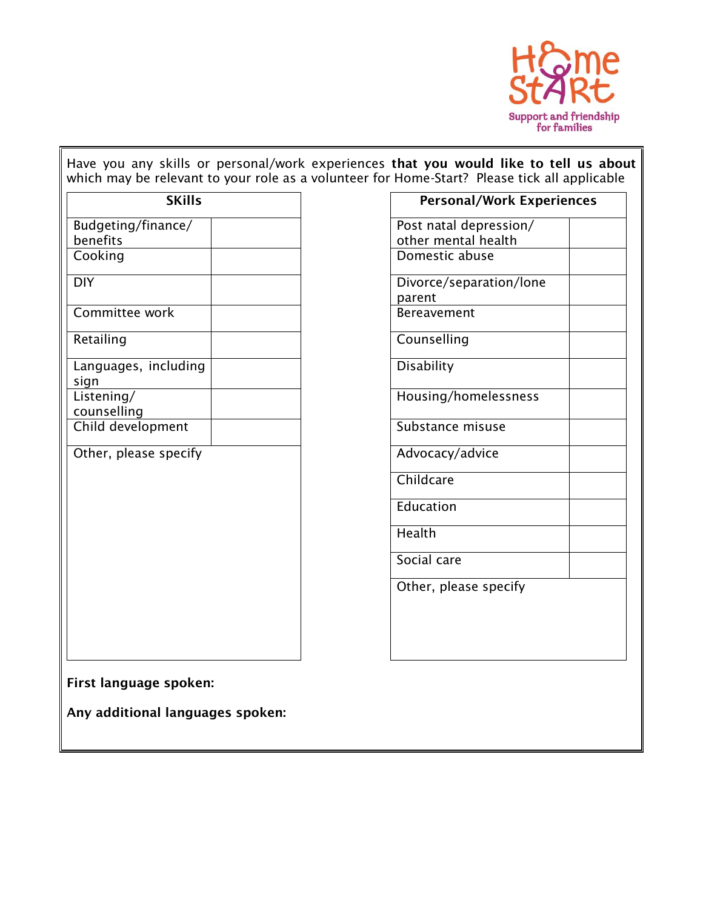Have you any skills or personal/work experiences **that you would like to tell us about** which may be relevant to your role as a volunteer for Home-Start? Please tick all applicable

| SKills | |
|---|---|
| Budgeting/finance/ benefits | |
| Cooking | |
| DIY | |
| Committee work | |
| Retailing | |
| Languages, including sign | |
| Listening/ counselling | |
| Child development | |
| Other, please specify | |

| Personal/Work Experiences | |
|---|---|
| Post natal depression/ other mental health | |
| Domestic abuse | |
| Divorce/separation/lone parent | |
| Bereavement | |
| Counselling | |
| Disability | |
| Housing/homelessness | |
| Substance misuse | |
| Advocacy/advice | |
| Childcare | |
| Education | |
| Health | |
| Social care | |
| Other, please specify | |

**First language spoken:**

**Any additional languages spoken:**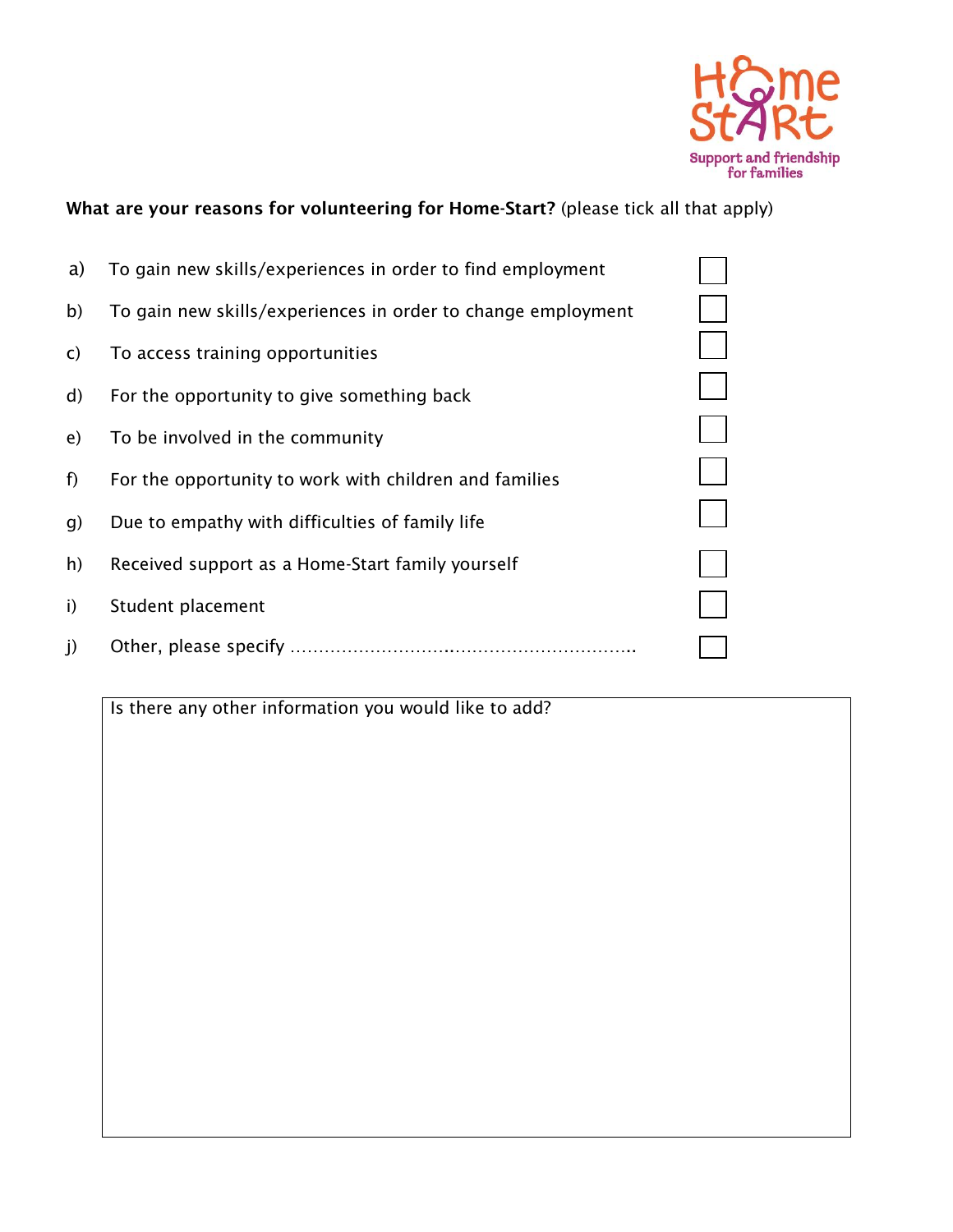**What are your reasons for volunteering for Home-Start?** (please tick all that apply)

a) To gain new skills/experiences in order to find employment ☐

b) To gain new skills/experiences in order to change employment ☐

c) To access training opportunities ☐

d) For the opportunity to give something back ☐

e) To be involved in the community ☐

f) For the opportunity to work with children and families ☐

g) Due to empathy with difficulties of family life ☐

h) Received support as a Home-Start family yourself ☐

i) Student placement ☐

j) Other, please specify …………………………………………………………. ☐

Is there any other information you would like to add?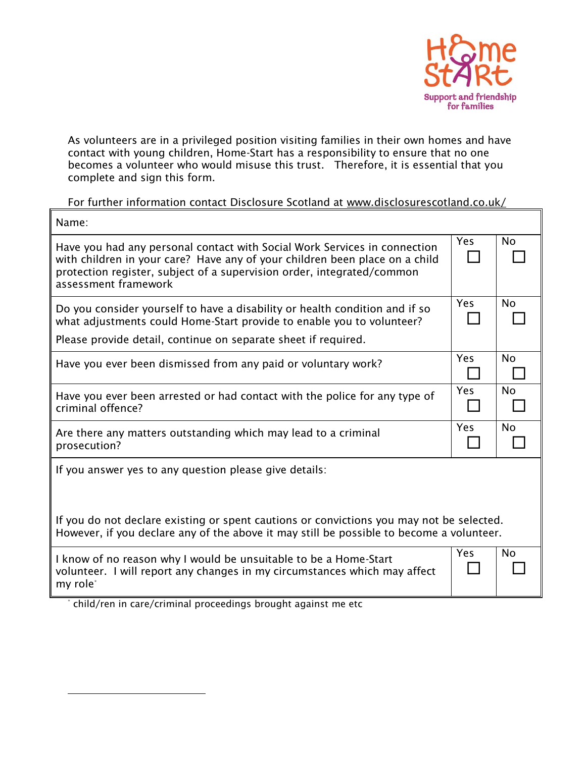As volunteers are in a privileged position visiting families in their own homes and have contact with young children, Home-Start has a responsibility to ensure that no one becomes a volunteer who would misuse this trust. Therefore, it is essential that you complete and sign this form.

For further information contact Disclosure Scotland at www.disclosurescotland.co.uk/

| Name: | | |
|---|---|---|
| Have you had any personal contact with Social Work Services in connection with children in your care? Have any of your children been place on a child protection register, subject of a supervision order, integrated/common assessment framework | Yes ☐ | No ☐ |
| Do you consider yourself to have a disability or health condition and if so what adjustments could Home-Start provide to enable you to volunteer? Please provide detail, continue on separate sheet if required. | Yes ☐ | No ☐ |
| Have you ever been dismissed from any paid or voluntary work? | Yes ☐ | No ☐ |
| Have you ever been arrested or had contact with the police for any type of criminal offence? | Yes ☐ | No ☐ |
| Are there any matters outstanding which may lead to a criminal prosecution? | Yes ☐ | No ☐ |
| If you answer yes to any question please give details: <br><br> If you do not declare existing or spent cautions or convictions you may not be selected. However, if you declare any of the above it may still be possible to become a volunteer. | | |
| I know of no reason why I would be unsuitable to be a Home-Start volunteer. I will report any changes in my circumstances which may affect my role* | Yes ☐ | No ☐ |

* child/ren in care/criminal proceedings brought against me etc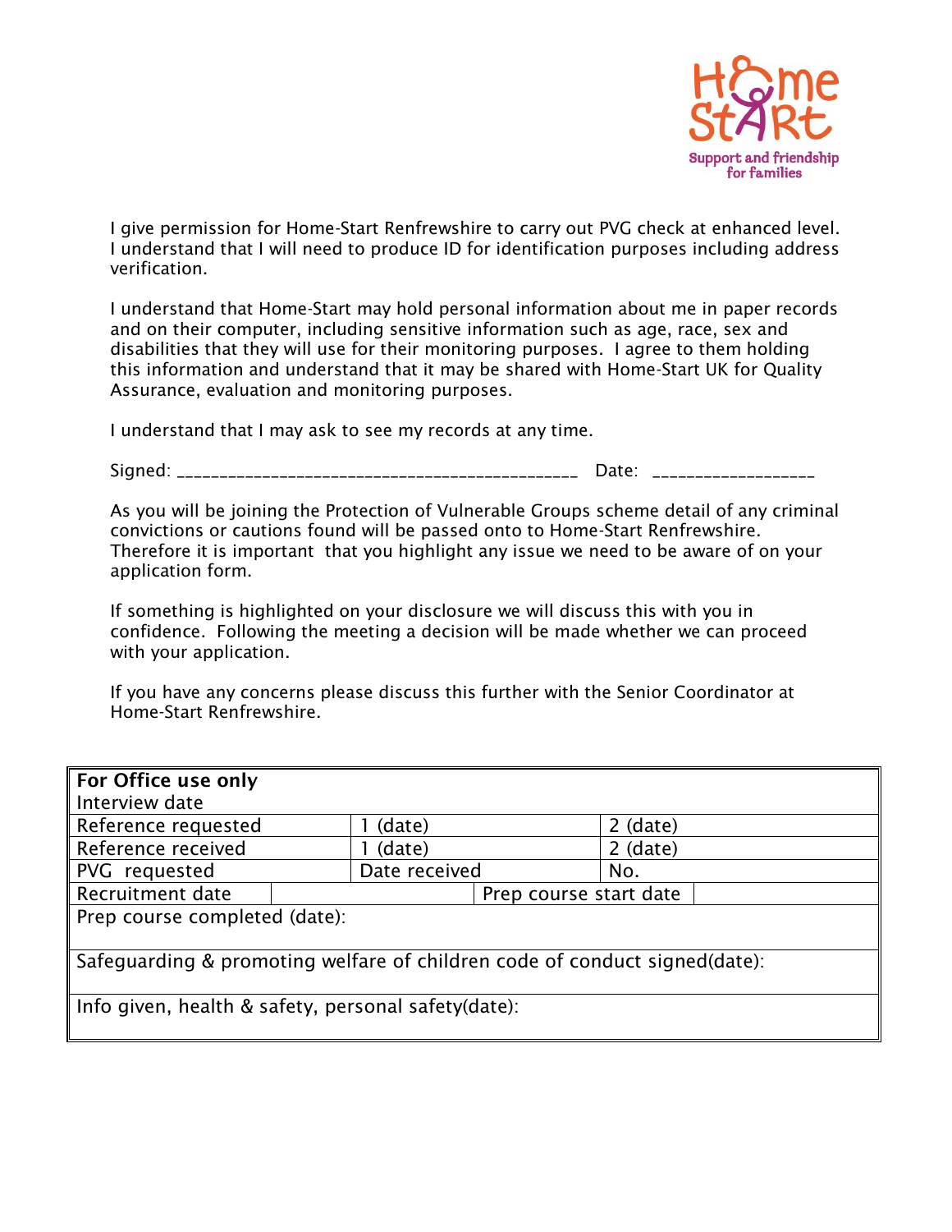I give permission for Home-Start Renfrewshire to carry out PVG check at enhanced level. I understand that I will need to produce ID for identification purposes including address verification.

I understand that Home-Start may hold personal information about me in paper records and on their computer, including sensitive information such as age, race, sex and disabilities that they will use for their monitoring purposes. I agree to them holding this information and understand that it may be shared with Home-Start UK for Quality Assurance, evaluation and monitoring purposes.

I understand that I may ask to see my records at any time.

Signed: _______________________________________________ Date: __________________

As you will be joining the Protection of Vulnerable Groups scheme detail of any criminal convictions or cautions found will be passed onto to Home-Start Renfrewshire. Therefore it is important that you highlight any issue we need to be aware of on your application form.

If something is highlighted on your disclosure we will discuss this with you in confidence. Following the meeting a decision will be made whether we can proceed with your application.

If you have any concerns please discuss this further with the Senior Coordinator at Home-Start Renfrewshire.

| **For Office use only** | | | |
|---|---|---|---|
| Interview date | | | |
| Reference requested | 1 (date) | 2 (date) | |
| Reference received | 1 (date) | 2 (date) | |
| PVG requested | Date received | No. | |
| Recruitment date | | Prep course start date | |
| Prep course completed (date): | | | |
| Safeguarding & promoting welfare of children code of conduct signed(date): | | | |
| Info given, health & safety, personal safety(date): | | | |